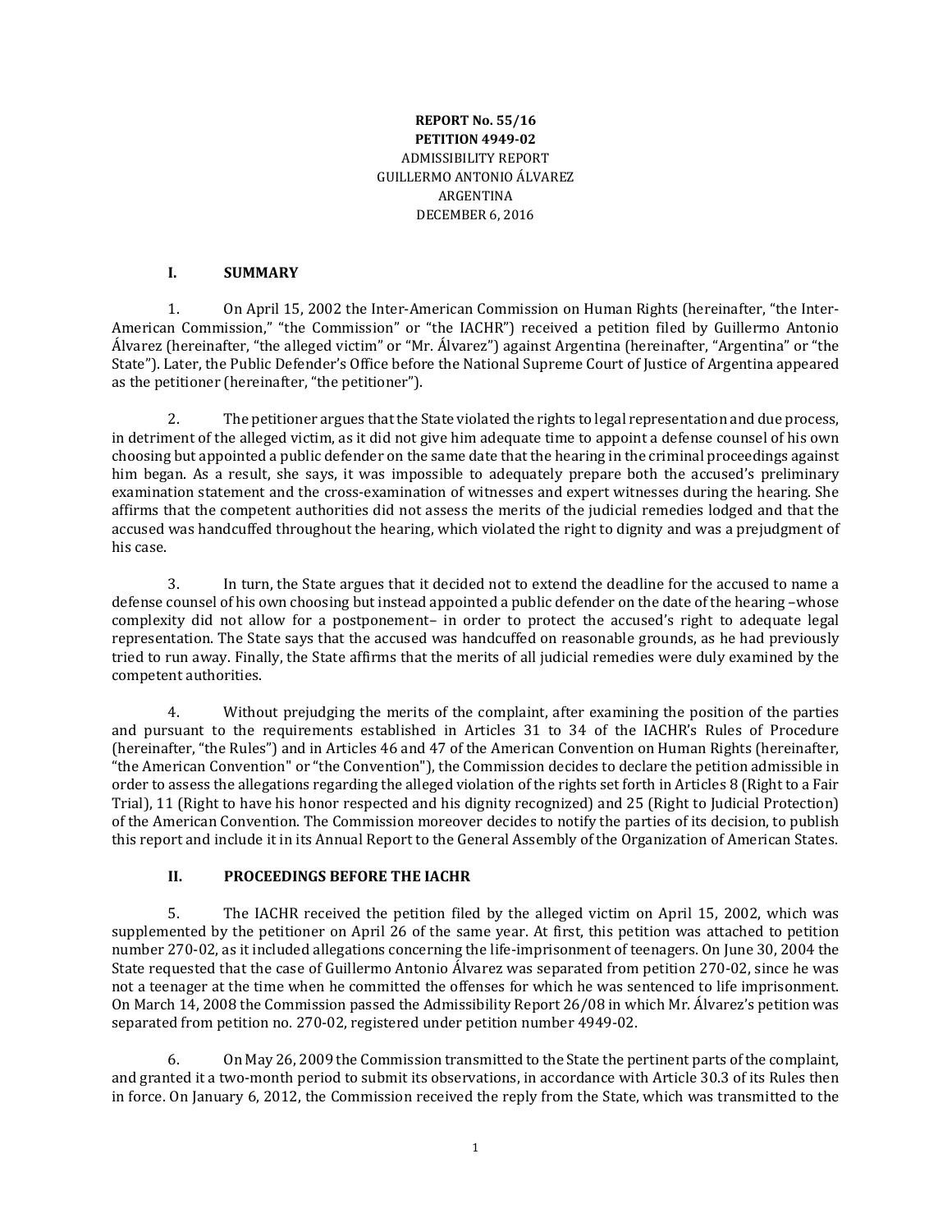**REPORT No. 55/16**
**PETITION 4949-02**
ADMISSIBILITY REPORT
GUILLERMO ANTONIO ÁLVAREZ
ARGENTINA
DECEMBER 6, 2016

## I. SUMMARY

1. On April 15, 2002 the Inter-American Commission on Human Rights (hereinafter, "the Inter-American Commission," "the Commission" or "the IACHR") received a petition filed by Guillermo Antonio Álvarez (hereinafter, "the alleged victim" or "Mr. Álvarez") against Argentina (hereinafter, "Argentina" or "the State"). Later, the Public Defender's Office before the National Supreme Court of Justice of Argentina appeared as the petitioner (hereinafter, "the petitioner").

2. The petitioner argues that the State violated the rights to legal representation and due process, in detriment of the alleged victim, as it did not give him adequate time to appoint a defense counsel of his own choosing but appointed a public defender on the same date that the hearing in the criminal proceedings against him began. As a result, she says, it was impossible to adequately prepare both the accused's preliminary examination statement and the cross-examination of witnesses and expert witnesses during the hearing. She affirms that the competent authorities did not assess the merits of the judicial remedies lodged and that the accused was handcuffed throughout the hearing, which violated the right to dignity and was a prejudgment of his case.

3. In turn, the State argues that it decided not to extend the deadline for the accused to name a defense counsel of his own choosing but instead appointed a public defender on the date of the hearing –whose complexity did not allow for a postponement– in order to protect the accused's right to adequate legal representation. The State says that the accused was handcuffed on reasonable grounds, as he had previously tried to run away. Finally, the State affirms that the merits of all judicial remedies were duly examined by the competent authorities.

4. Without prejudging the merits of the complaint, after examining the position of the parties and pursuant to the requirements established in Articles 31 to 34 of the IACHR's Rules of Procedure (hereinafter, "the Rules") and in Articles 46 and 47 of the American Convention on Human Rights (hereinafter, "the American Convention" or "the Convention"), the Commission decides to declare the petition admissible in order to assess the allegations regarding the alleged violation of the rights set forth in Articles 8 (Right to a Fair Trial), 11 (Right to have his honor respected and his dignity recognized) and 25 (Right to Judicial Protection) of the American Convention. The Commission moreover decides to notify the parties of its decision, to publish this report and include it in its Annual Report to the General Assembly of the Organization of American States.

## II. PROCEEDINGS BEFORE THE IACHR

5. The IACHR received the petition filed by the alleged victim on April 15, 2002, which was supplemented by the petitioner on April 26 of the same year. At first, this petition was attached to petition number 270-02, as it included allegations concerning the life-imprisonment of teenagers. On June 30, 2004 the State requested that the case of Guillermo Antonio Álvarez was separated from petition 270-02, since he was not a teenager at the time when he committed the offenses for which he was sentenced to life imprisonment. On March 14, 2008 the Commission passed the Admissibility Report 26/08 in which Mr. Álvarez's petition was separated from petition no. 270-02, registered under petition number 4949-02.

6. On May 26, 2009 the Commission transmitted to the State the pertinent parts of the complaint, and granted it a two-month period to submit its observations, in accordance with Article 30.3 of its Rules then in force. On January 6, 2012, the Commission received the reply from the State, which was transmitted to the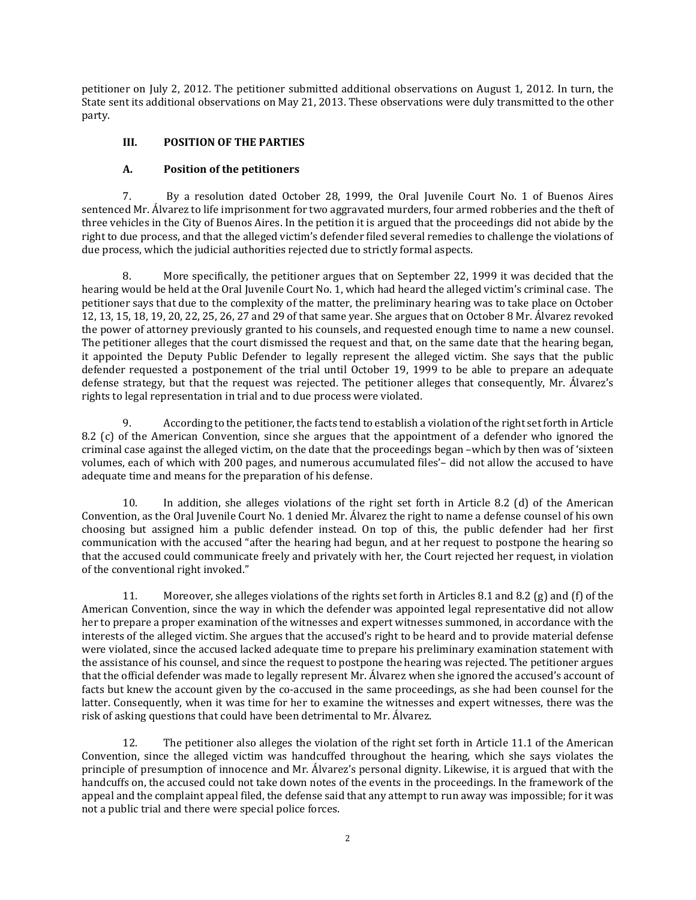petitioner on July 2, 2012. The petitioner submitted additional observations on August 1, 2012. In turn, the State sent its additional observations on May 21, 2013. These observations were duly transmitted to the other party.

## III. POSITION OF THE PARTIES

### A. Position of the petitioners

7. By a resolution dated October 28, 1999, the Oral Juvenile Court No. 1 of Buenos Aires sentenced Mr. Álvarez to life imprisonment for two aggravated murders, four armed robberies and the theft of three vehicles in the City of Buenos Aires. In the petition it is argued that the proceedings did not abide by the right to due process, and that the alleged victim's defender filed several remedies to challenge the violations of due process, which the judicial authorities rejected due to strictly formal aspects.

8. More specifically, the petitioner argues that on September 22, 1999 it was decided that the hearing would be held at the Oral Juvenile Court No. 1, which had heard the alleged victim's criminal case. The petitioner says that due to the complexity of the matter, the preliminary hearing was to take place on October 12, 13, 15, 18, 19, 20, 22, 25, 26, 27 and 29 of that same year. She argues that on October 8 Mr. Álvarez revoked the power of attorney previously granted to his counsels, and requested enough time to name a new counsel. The petitioner alleges that the court dismissed the request and that, on the same date that the hearing began, it appointed the Deputy Public Defender to legally represent the alleged victim. She says that the public defender requested a postponement of the trial until October 19, 1999 to be able to prepare an adequate defense strategy, but that the request was rejected. The petitioner alleges that consequently, Mr. Álvarez's rights to legal representation in trial and to due process were violated.

9. According to the petitioner, the facts tend to establish a violation of the right set forth in Article 8.2 (c) of the American Convention, since she argues that the appointment of a defender who ignored the criminal case against the alleged victim, on the date that the proceedings began –which by then was of 'sixteen volumes, each of which with 200 pages, and numerous accumulated files'– did not allow the accused to have adequate time and means for the preparation of his defense.

10. In addition, she alleges violations of the right set forth in Article 8.2 (d) of the American Convention, as the Oral Juvenile Court No. 1 denied Mr. Álvarez the right to name a defense counsel of his own choosing but assigned him a public defender instead. On top of this, the public defender had her first communication with the accused "after the hearing had begun, and at her request to postpone the hearing so that the accused could communicate freely and privately with her, the Court rejected her request, in violation of the conventional right invoked."

11. Moreover, she alleges violations of the rights set forth in Articles 8.1 and 8.2 (g) and (f) of the American Convention, since the way in which the defender was appointed legal representative did not allow her to prepare a proper examination of the witnesses and expert witnesses summoned, in accordance with the interests of the alleged victim. She argues that the accused's right to be heard and to provide material defense were violated, since the accused lacked adequate time to prepare his preliminary examination statement with the assistance of his counsel, and since the request to postpone the hearing was rejected. The petitioner argues that the official defender was made to legally represent Mr. Álvarez when she ignored the accused's account of facts but knew the account given by the co-accused in the same proceedings, as she had been counsel for the latter. Consequently, when it was time for her to examine the witnesses and expert witnesses, there was the risk of asking questions that could have been detrimental to Mr. Álvarez.

12. The petitioner also alleges the violation of the right set forth in Article 11.1 of the American Convention, since the alleged victim was handcuffed throughout the hearing, which she says violates the principle of presumption of innocence and Mr. Álvarez's personal dignity. Likewise, it is argued that with the handcuffs on, the accused could not take down notes of the events in the proceedings. In the framework of the appeal and the complaint appeal filed, the defense said that any attempt to run away was impossible; for it was not a public trial and there were special police forces.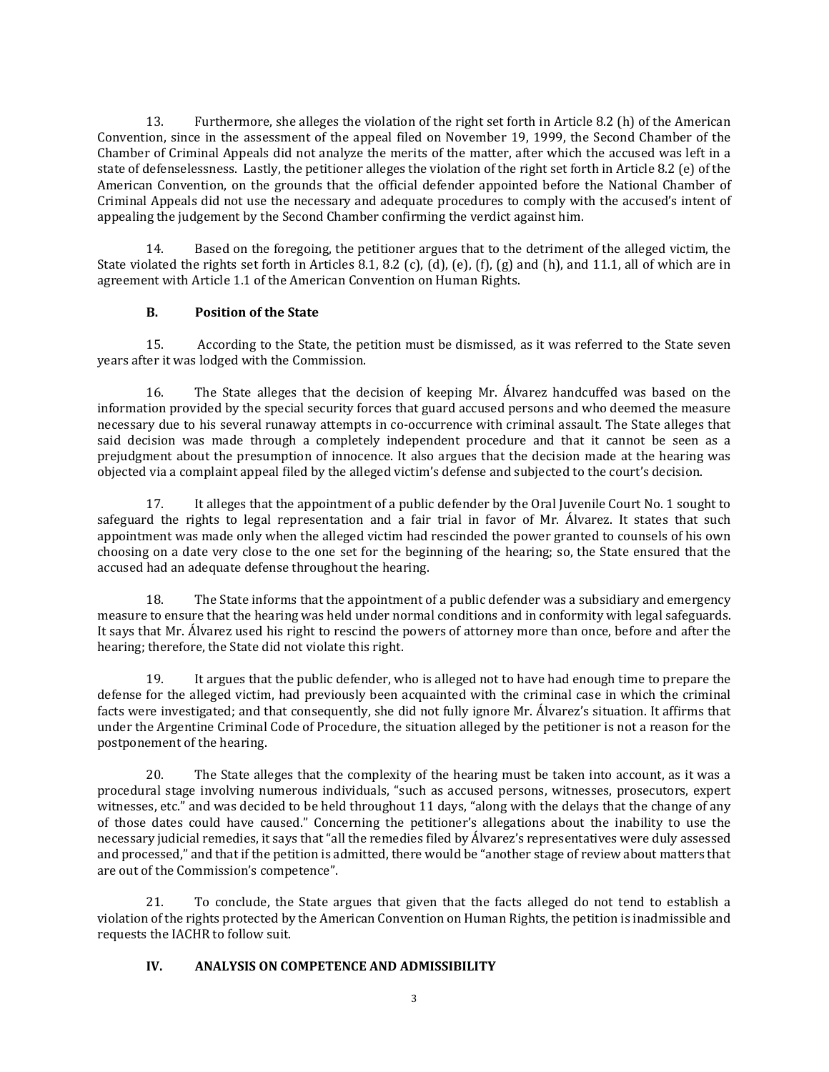13. Furthermore, she alleges the violation of the right set forth in Article 8.2 (h) of the American Convention, since in the assessment of the appeal filed on November 19, 1999, the Second Chamber of the Chamber of Criminal Appeals did not analyze the merits of the matter, after which the accused was left in a state of defenselessness. Lastly, the petitioner alleges the violation of the right set forth in Article 8.2 (e) of the American Convention, on the grounds that the official defender appointed before the National Chamber of Criminal Appeals did not use the necessary and adequate procedures to comply with the accused's intent of appealing the judgement by the Second Chamber confirming the verdict against him.

14. Based on the foregoing, the petitioner argues that to the detriment of the alleged victim, the State violated the rights set forth in Articles 8.1, 8.2 (c), (d), (e), (f), (g) and (h), and 11.1, all of which are in agreement with Article 1.1 of the American Convention on Human Rights.

### B. Position of the State

15. According to the State, the petition must be dismissed, as it was referred to the State seven years after it was lodged with the Commission.

16. The State alleges that the decision of keeping Mr. Álvarez handcuffed was based on the information provided by the special security forces that guard accused persons and who deemed the measure necessary due to his several runaway attempts in co-occurrence with criminal assault. The State alleges that said decision was made through a completely independent procedure and that it cannot be seen as a prejudgment about the presumption of innocence. It also argues that the decision made at the hearing was objected via a complaint appeal filed by the alleged victim's defense and subjected to the court's decision.

17. It alleges that the appointment of a public defender by the Oral Juvenile Court No. 1 sought to safeguard the rights to legal representation and a fair trial in favor of Mr. Álvarez. It states that such appointment was made only when the alleged victim had rescinded the power granted to counsels of his own choosing on a date very close to the one set for the beginning of the hearing; so, the State ensured that the accused had an adequate defense throughout the hearing.

18. The State informs that the appointment of a public defender was a subsidiary and emergency measure to ensure that the hearing was held under normal conditions and in conformity with legal safeguards. It says that Mr. Álvarez used his right to rescind the powers of attorney more than once, before and after the hearing; therefore, the State did not violate this right.

19. It argues that the public defender, who is alleged not to have had enough time to prepare the defense for the alleged victim, had previously been acquainted with the criminal case in which the criminal facts were investigated; and that consequently, she did not fully ignore Mr. Álvarez's situation. It affirms that under the Argentine Criminal Code of Procedure, the situation alleged by the petitioner is not a reason for the postponement of the hearing.

20. The State alleges that the complexity of the hearing must be taken into account, as it was a procedural stage involving numerous individuals, "such as accused persons, witnesses, prosecutors, expert witnesses, etc." and was decided to be held throughout 11 days, "along with the delays that the change of any of those dates could have caused." Concerning the petitioner's allegations about the inability to use the necessary judicial remedies, it says that "all the remedies filed by Álvarez's representatives were duly assessed and processed," and that if the petition is admitted, there would be "another stage of review about matters that are out of the Commission's competence".

21. To conclude, the State argues that given that the facts alleged do not tend to establish a violation of the rights protected by the American Convention on Human Rights, the petition is inadmissible and requests the IACHR to follow suit.

## IV. ANALYSIS ON COMPETENCE AND ADMISSIBILITY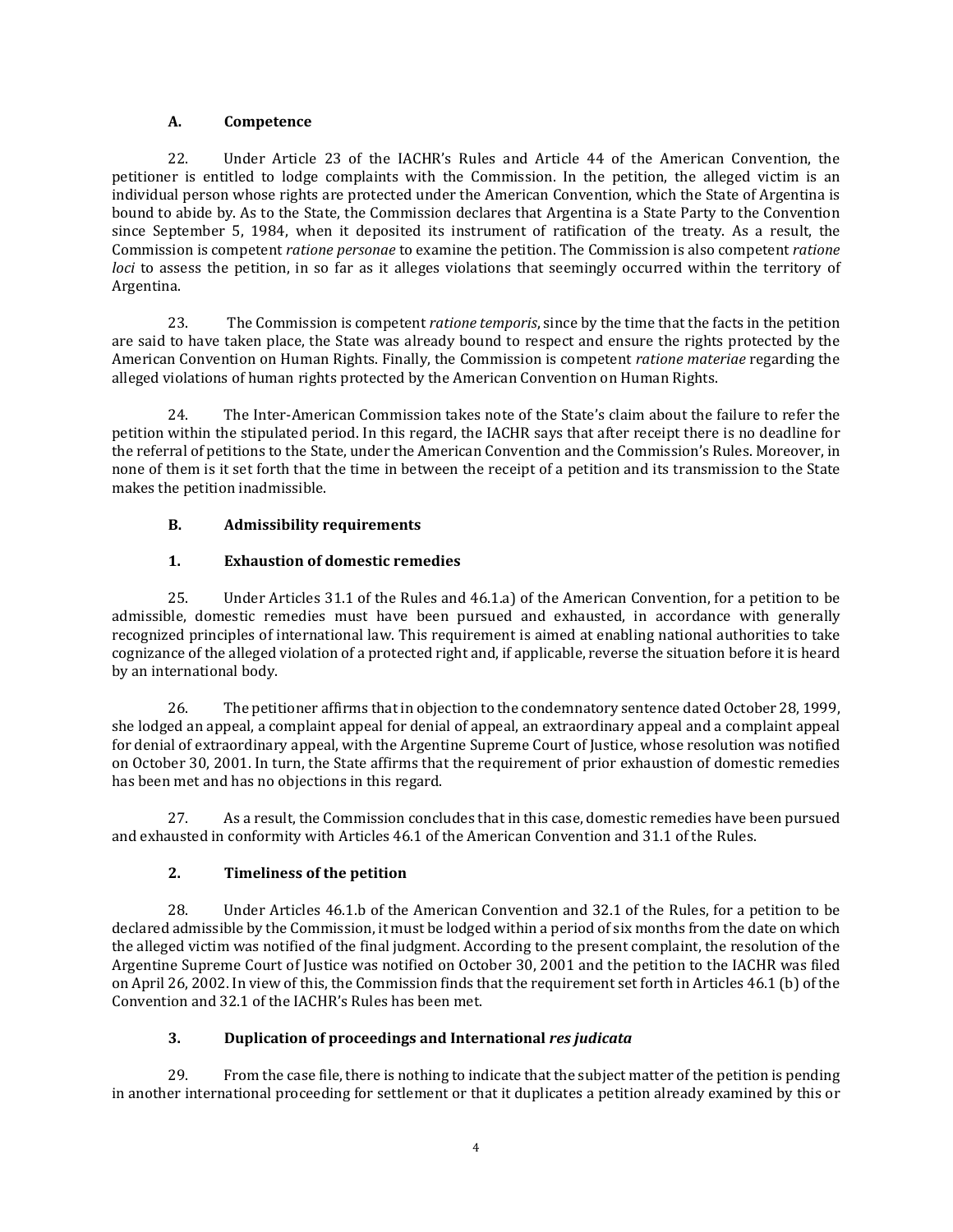### A. Competence

22. Under Article 23 of the IACHR's Rules and Article 44 of the American Convention, the petitioner is entitled to lodge complaints with the Commission. In the petition, the alleged victim is an individual person whose rights are protected under the American Convention, which the State of Argentina is bound to abide by. As to the State, the Commission declares that Argentina is a State Party to the Convention since September 5, 1984, when it deposited its instrument of ratification of the treaty. As a result, the Commission is competent *ratione personae* to examine the petition. The Commission is also competent *ratione loci* to assess the petition, in so far as it alleges violations that seemingly occurred within the territory of Argentina.

23. The Commission is competent *ratione temporis*, since by the time that the facts in the petition are said to have taken place, the State was already bound to respect and ensure the rights protected by the American Convention on Human Rights. Finally, the Commission is competent *ratione materiae* regarding the alleged violations of human rights protected by the American Convention on Human Rights.

24. The Inter-American Commission takes note of the State's claim about the failure to refer the petition within the stipulated period. In this regard, the IACHR says that after receipt there is no deadline for the referral of petitions to the State, under the American Convention and the Commission's Rules. Moreover, in none of them is it set forth that the time in between the receipt of a petition and its transmission to the State makes the petition inadmissible.

### B. Admissibility requirements

#### 1. Exhaustion of domestic remedies

25. Under Articles 31.1 of the Rules and 46.1.a) of the American Convention, for a petition to be admissible, domestic remedies must have been pursued and exhausted, in accordance with generally recognized principles of international law. This requirement is aimed at enabling national authorities to take cognizance of the alleged violation of a protected right and, if applicable, reverse the situation before it is heard by an international body.

26. The petitioner affirms that in objection to the condemnatory sentence dated October 28, 1999, she lodged an appeal, a complaint appeal for denial of appeal, an extraordinary appeal and a complaint appeal for denial of extraordinary appeal, with the Argentine Supreme Court of Justice, whose resolution was notified on October 30, 2001. In turn, the State affirms that the requirement of prior exhaustion of domestic remedies has been met and has no objections in this regard.

27. As a result, the Commission concludes that in this case, domestic remedies have been pursued and exhausted in conformity with Articles 46.1 of the American Convention and 31.1 of the Rules.

#### 2. Timeliness of the petition

28. Under Articles 46.1.b of the American Convention and 32.1 of the Rules, for a petition to be declared admissible by the Commission, it must be lodged within a period of six months from the date on which the alleged victim was notified of the final judgment. According to the present complaint, the resolution of the Argentine Supreme Court of Justice was notified on October 30, 2001 and the petition to the IACHR was filed on April 26, 2002. In view of this, the Commission finds that the requirement set forth in Articles 46.1 (b) of the Convention and 32.1 of the IACHR's Rules has been met.

#### 3. Duplication of proceedings and International *res judicata*

29. From the case file, there is nothing to indicate that the subject matter of the petition is pending in another international proceeding for settlement or that it duplicates a petition already examined by this or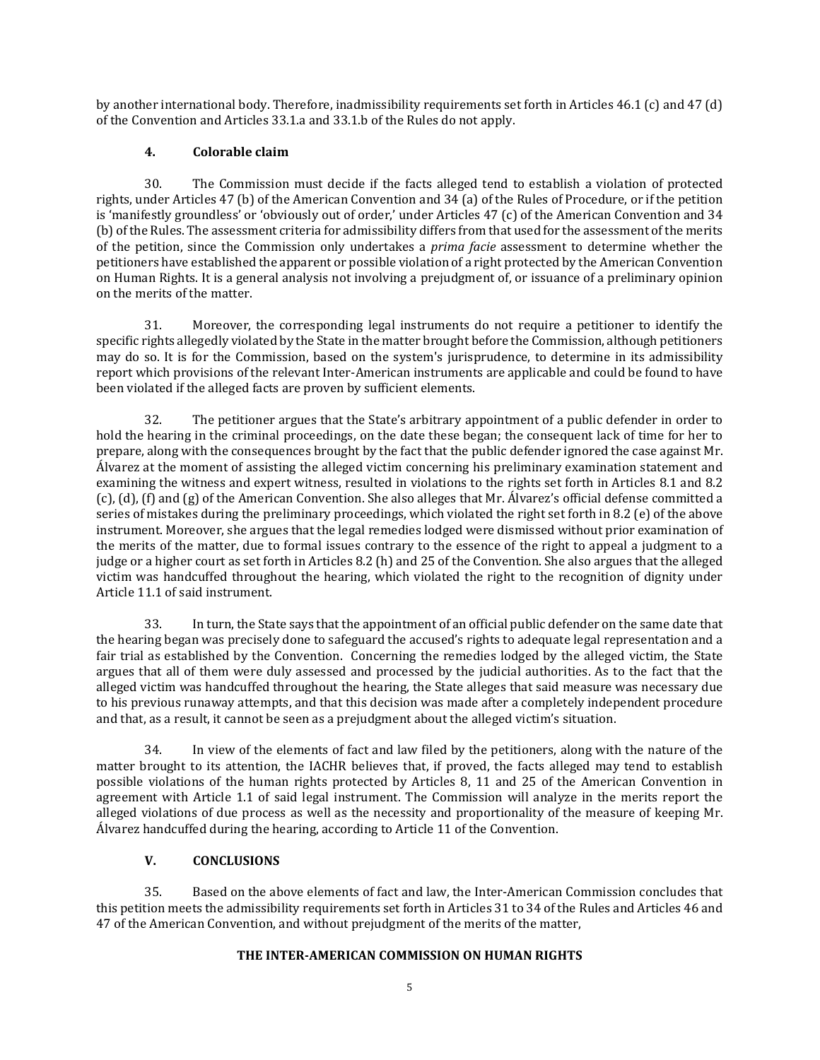by another international body. Therefore, inadmissibility requirements set forth in Articles 46.1 (c) and 47 (d) of the Convention and Articles 33.1.a and 33.1.b of the Rules do not apply.

### 4. Colorable claim

30. The Commission must decide if the facts alleged tend to establish a violation of protected rights, under Articles 47 (b) of the American Convention and 34 (a) of the Rules of Procedure, or if the petition is 'manifestly groundless' or 'obviously out of order,' under Articles 47 (c) of the American Convention and 34 (b) of the Rules. The assessment criteria for admissibility differs from that used for the assessment of the merits of the petition, since the Commission only undertakes a *prima facie* assessment to determine whether the petitioners have established the apparent or possible violation of a right protected by the American Convention on Human Rights. It is a general analysis not involving a prejudgment of, or issuance of a preliminary opinion on the merits of the matter.

31. Moreover, the corresponding legal instruments do not require a petitioner to identify the specific rights allegedly violated by the State in the matter brought before the Commission, although petitioners may do so. It is for the Commission, based on the system's jurisprudence, to determine in its admissibility report which provisions of the relevant Inter-American instruments are applicable and could be found to have been violated if the alleged facts are proven by sufficient elements.

32. The petitioner argues that the State's arbitrary appointment of a public defender in order to hold the hearing in the criminal proceedings, on the date these began; the consequent lack of time for her to prepare, along with the consequences brought by the fact that the public defender ignored the case against Mr. Álvarez at the moment of assisting the alleged victim concerning his preliminary examination statement and examining the witness and expert witness, resulted in violations to the rights set forth in Articles 8.1 and 8.2 (c), (d), (f) and (g) of the American Convention. She also alleges that Mr. Álvarez's official defense committed a series of mistakes during the preliminary proceedings, which violated the right set forth in 8.2 (e) of the above instrument. Moreover, she argues that the legal remedies lodged were dismissed without prior examination of the merits of the matter, due to formal issues contrary to the essence of the right to appeal a judgment to a judge or a higher court as set forth in Articles 8.2 (h) and 25 of the Convention. She also argues that the alleged victim was handcuffed throughout the hearing, which violated the right to the recognition of dignity under Article 11.1 of said instrument.

33. In turn, the State says that the appointment of an official public defender on the same date that the hearing began was precisely done to safeguard the accused's rights to adequate legal representation and a fair trial as established by the Convention. Concerning the remedies lodged by the alleged victim, the State argues that all of them were duly assessed and processed by the judicial authorities. As to the fact that the alleged victim was handcuffed throughout the hearing, the State alleges that said measure was necessary due to his previous runaway attempts, and that this decision was made after a completely independent procedure and that, as a result, it cannot be seen as a prejudgment about the alleged victim's situation.

34. In view of the elements of fact and law filed by the petitioners, along with the nature of the matter brought to its attention, the IACHR believes that, if proved, the facts alleged may tend to establish possible violations of the human rights protected by Articles 8, 11 and 25 of the American Convention in agreement with Article 1.1 of said legal instrument. The Commission will analyze in the merits report the alleged violations of due process as well as the necessity and proportionality of the measure of keeping Mr. Álvarez handcuffed during the hearing, according to Article 11 of the Convention.

## V. CONCLUSIONS

35. Based on the above elements of fact and law, the Inter-American Commission concludes that this petition meets the admissibility requirements set forth in Articles 31 to 34 of the Rules and Articles 46 and 47 of the American Convention, and without prejudgment of the merits of the matter,

**THE INTER-AMERICAN COMMISSION ON HUMAN RIGHTS**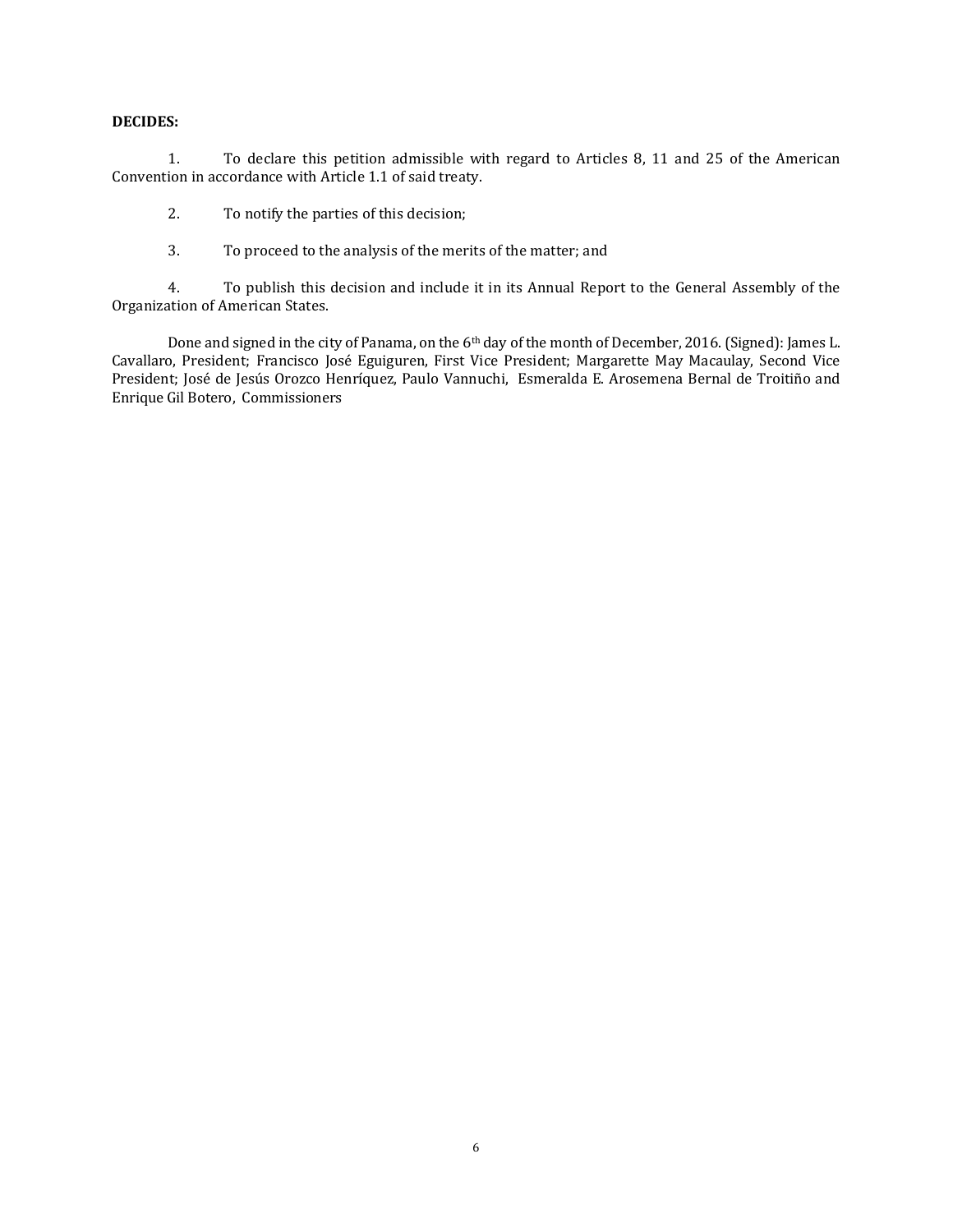**DECIDES:**

1. To declare this petition admissible with regard to Articles 8, 11 and 25 of the American Convention in accordance with Article 1.1 of said treaty.

2. To notify the parties of this decision;

3. To proceed to the analysis of the merits of the matter; and

4. To publish this decision and include it in its Annual Report to the General Assembly of the Organization of American States.

Done and signed in the city of Panama, on the 6th day of the month of December, 2016. (Signed): James L. Cavallaro, President; Francisco José Eguiguren, First Vice President; Margarette May Macaulay, Second Vice President; José de Jesús Orozco Henríquez, Paulo Vannuchi, Esmeralda E. Arosemena Bernal de Troitiño and Enrique Gil Botero, Commissioners